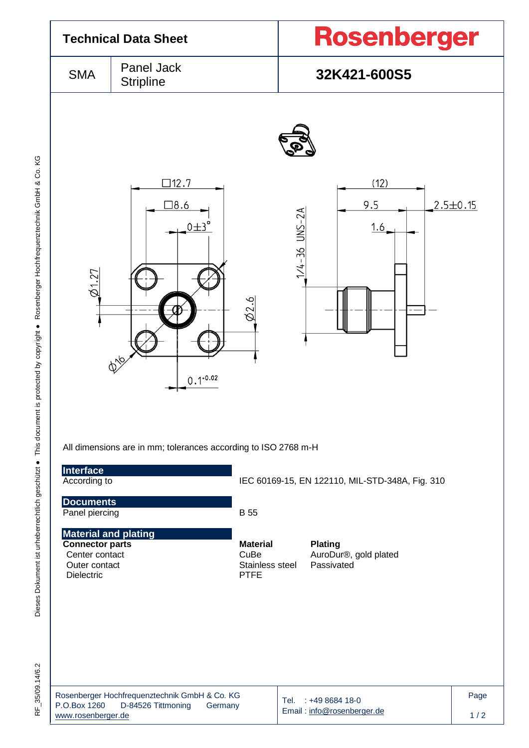# Technical Data Sheet

**Rosenberger**

| SMA | Panel Jack Stripline | **32K421-600S5** |
|---|---|---|

All dimensions are in mm; tolerances according to ISO 2768 m-H

## Interface

| | |
|---|---|
| According to | IEC 60169-15, EN 122110, MIL-STD-348A, Fig. 310 |

## Documents

| | |
|---|---|
| Panel piercing | B 55 |

## Material and plating

| **Connector parts** | **Material** | **Plating** |
|---|---|---|
| Center contact | CuBe | AuroDur®, gold plated |
| Outer contact | Stainless steel | Passivated |
| Dielectric | PTFE | |

Rosenberger Hochfrequenztechnik GmbH & Co. KG
P.O.Box 1260 D-84526 Tittmoning Germany
www.rosenberger.de

Tel. : +49 8684 18-0
Email : info@rosenberger.de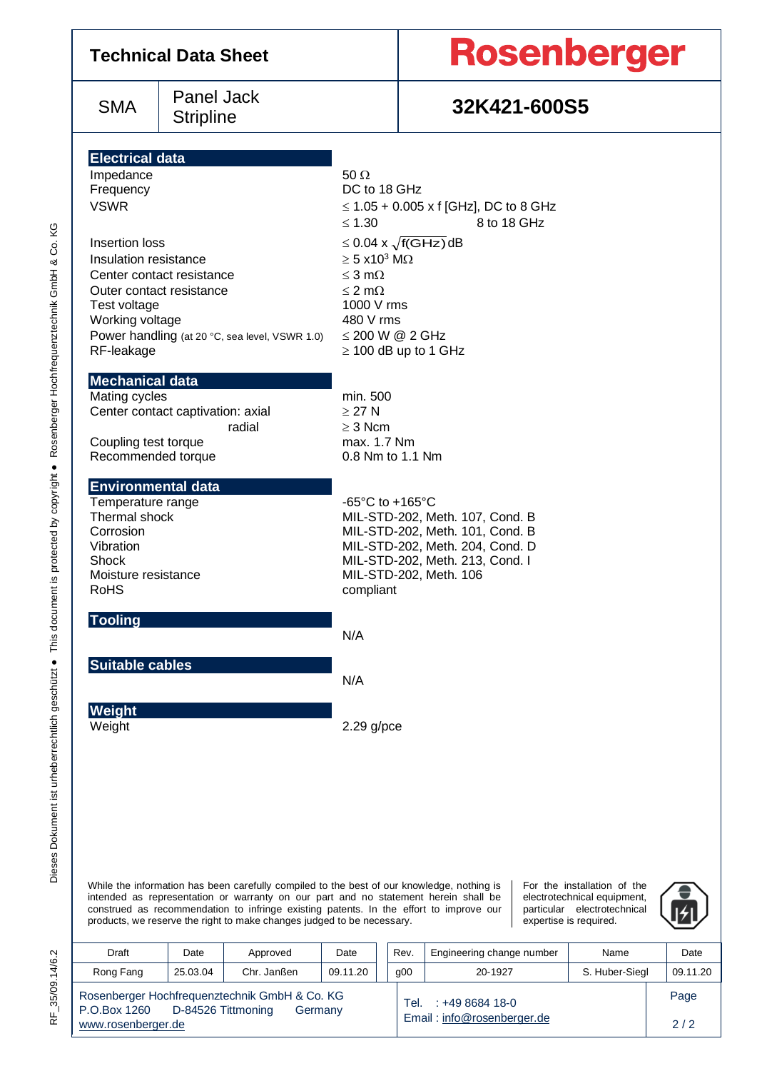# Technical Data Sheet

**Rosenberger**

| | | |
|---|---|---|
| SMA | Panel Jack Stripline | **32K421-600S5** |

## Electrical data

| | |
|---|---|
| Impedance | 50 Ω |
| Frequency | DC to 18 GHz |
| VSWR | ≤ 1.05 + 0.005 x f [GHz], DC to 8 GHz |
| | ≤ 1.30 8 to 18 GHz |
| Insertion loss | ≤ 0.04 x $\sqrt{f(GHz)}$ dB |
| Insulation resistance | ≥ 5 x10³ MΩ |
| Center contact resistance | ≤ 3 mΩ |
| Outer contact resistance | ≤ 2 mΩ |
| Test voltage | 1000 V rms |
| Working voltage | 480 V rms |
| Power handling (at 20 °C, sea level, VSWR 1.0) | ≤ 200 W @ 2 GHz |
| RF-leakage | ≥ 100 dB up to 1 GHz |

## Mechanical data

| | |
|---|---|
| Mating cycles | min. 500 |
| Center contact captivation: axial | ≥ 27 N |
| radial | ≥ 3 Ncm |
| Coupling test torque | max. 1.7 Nm |
| Recommended torque | 0.8 Nm to 1.1 Nm |

## Environmental data

| | |
|---|---|
| Temperature range | -65°C to +165°C |
| Thermal shock | MIL-STD-202, Meth. 107, Cond. B |
| Corrosion | MIL-STD-202, Meth. 101, Cond. B |
| Vibration | MIL-STD-202, Meth. 204, Cond. D |
| Shock | MIL-STD-202, Meth. 213, Cond. I |
| Moisture resistance | MIL-STD-202, Meth. 106 |
| RoHS | compliant |

## Tooling

N/A

## Suitable cables

N/A

## Weight

| | |
|---|---|
| Weight | 2.29 g/pce |

While the information has been carefully compiled to the best of our knowledge, nothing is intended as representation or warranty on our part and no statement herein shall be construed as recommendation to infringe existing patents. In the effort to improve our products, we reserve the right to make changes judged to be necessary.

For the installation of the electrotechnical equipment, particular electrotechnical expertise is required.

| Draft | Date | Approved | Date | Rev. | Engineering change number | Name | Date |
|---|---|---|---|---|---|---|---|
| Rong Fang | 25.03.04 | Chr. Janßen | 09.11.20 | g00 | 20-1927 | S. Huber-Siegl | 09.11.20 |

Rosenberger Hochfrequenztechnik GmbH & Co. KG
P.O.Box 1260 D-84526 Tittmoning Germany
www.rosenberger.de

Tel. : +49 8684 18-0
Email : info@rosenberger.de

Dieses Dokument ist urheberrechtlich geschützt • This document is protected by copyright • Rosenberger Hochfrequenztechnik GmbH & Co. KG

RF_35/09.14/6.2